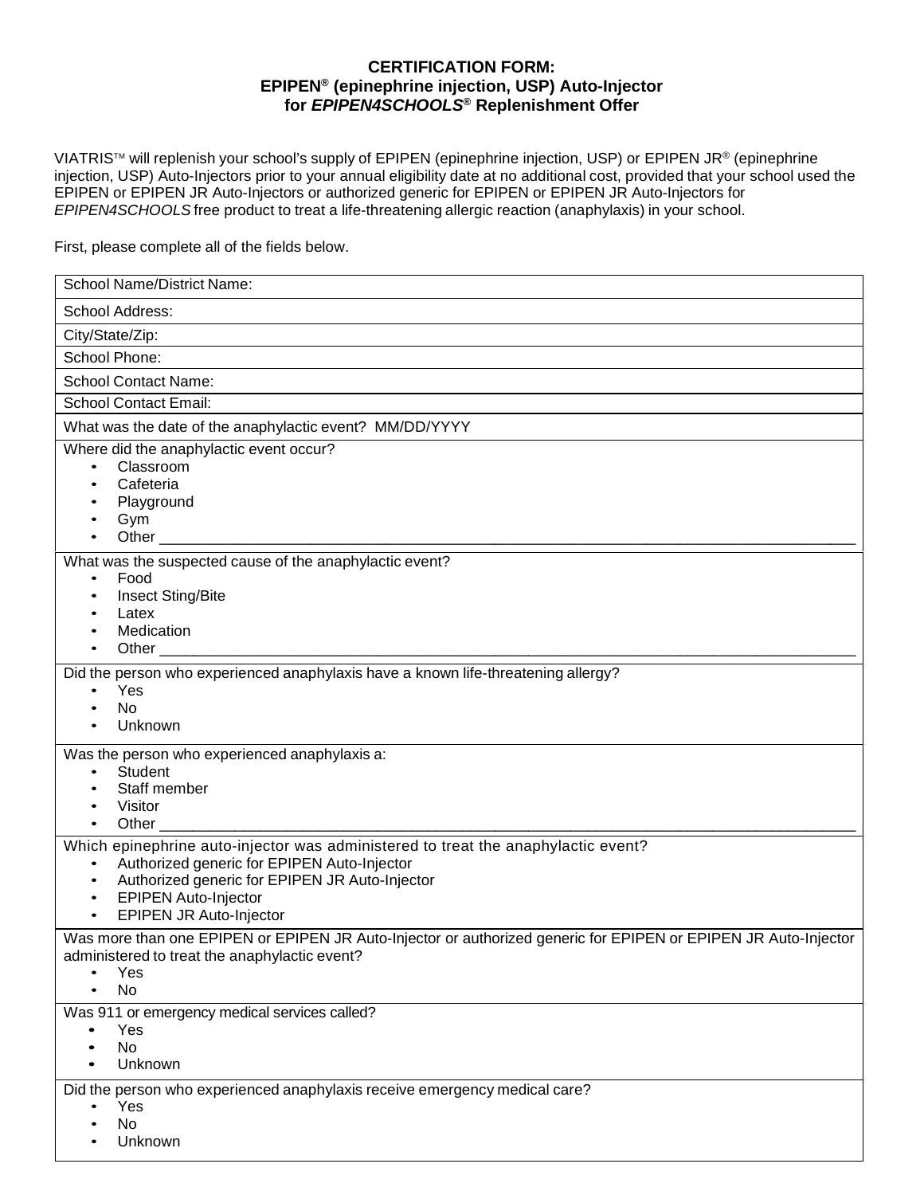# CERTIFICATION FORM: EPIPEN® (epinephrine injection, USP) Auto-Injector for *EPIPEN4SCHOOLS*® Replenishment Offer

VIATRIS™ will replenish your school's supply of EPIPEN (epinephrine injection, USP) or EPIPEN JR® (epinephrine injection, USP) Auto-Injectors prior to your annual eligibility date at no additional cost, provided that your school used the EPIPEN or EPIPEN JR Auto-Injectors or authorized generic for EPIPEN or EPIPEN JR Auto-Injectors for *EPIPEN4SCHOOLS* free product to treat a life-threatening allergic reaction (anaphylaxis) in your school.

First, please complete all of the fields below.

School Name/District Name:

School Address:

City/State/Zip:

School Phone:

School Contact Name:

School Contact Email:

What was the date of the anaphylactic event? MM/DD/YYYY

Where did the anaphylactic event occur?
- Classroom
- Cafeteria
- Playground
- Gym
- Other ____________________

What was the suspected cause of the anaphylactic event?
- Food
- Insect Sting/Bite
- Latex
- Medication
- Other ____________________

Did the person who experienced anaphylaxis have a known life-threatening allergy?
- Yes
- No
- Unknown

Was the person who experienced anaphylaxis a:
- Student
- Staff member
- Visitor
- Other ____________________

Which epinephrine auto-injector was administered to treat the anaphylactic event?
- Authorized generic for EPIPEN Auto-Injector
- Authorized generic for EPIPEN JR Auto-Injector
- EPIPEN Auto-Injector
- EPIPEN JR Auto-Injector

Was more than one EPIPEN or EPIPEN JR Auto-Injector or authorized generic for EPIPEN or EPIPEN JR Auto-Injector administered to treat the anaphylactic event?
- Yes
- No

Was 911 or emergency medical services called?
- Yes
- No
- Unknown

Did the person who experienced anaphylaxis receive emergency medical care?
- Yes
- No
- Unknown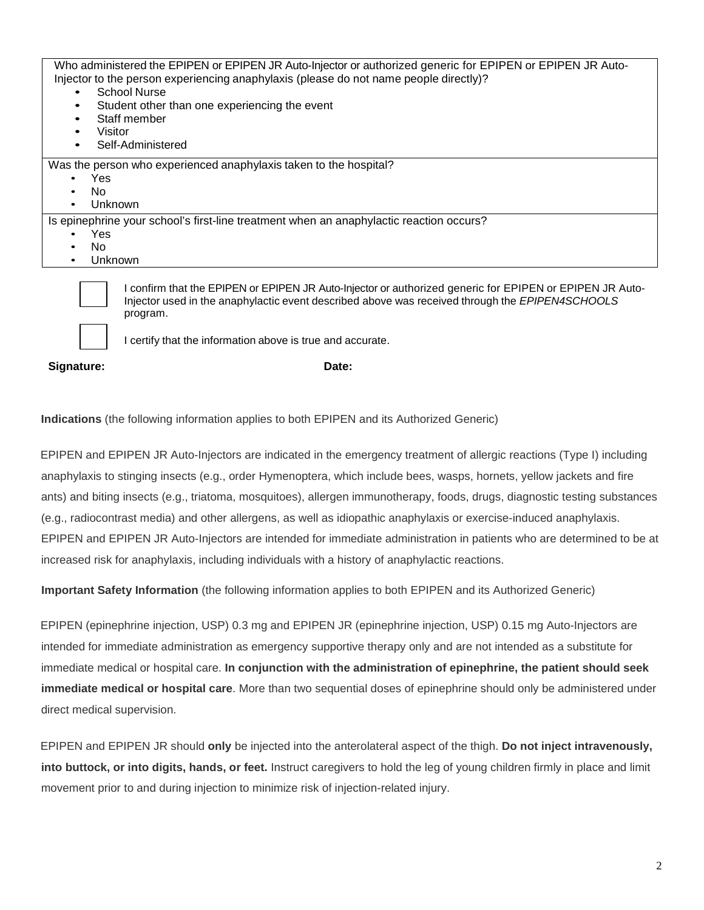Who administered the EPIPEN or EPIPEN JR Auto-Injector or authorized generic for EPIPEN or EPIPEN JR Auto-Injector to the person experiencing anaphylaxis (please do not name people directly)?

- School Nurse
- Student other than one experiencing the event
- Staff member
- Visitor
- Self-Administered

Was the person who experienced anaphylaxis taken to the hospital?

- Yes
- No
- Unknown

Is epinephrine your school's first-line treatment when an anaphylactic reaction occurs?

- Yes
- No
- Unknown

☐ I confirm that the EPIPEN or EPIPEN JR Auto-Injector or authorized generic for EPIPEN or EPIPEN JR Auto-Injector used in the anaphylactic event described above was received through the *EPIPEN4SCHOOLS* program.

☐ I certify that the information above is true and accurate.

**Signature:** **Date:**

**Indications** (the following information applies to both EPIPEN and its Authorized Generic)

EPIPEN and EPIPEN JR Auto-Injectors are indicated in the emergency treatment of allergic reactions (Type I) including anaphylaxis to stinging insects (e.g., order Hymenoptera, which include bees, wasps, hornets, yellow jackets and fire ants) and biting insects (e.g., triatoma, mosquitoes), allergen immunotherapy, foods, drugs, diagnostic testing substances (e.g., radiocontrast media) and other allergens, as well as idiopathic anaphylaxis or exercise-induced anaphylaxis. EPIPEN and EPIPEN JR Auto-Injectors are intended for immediate administration in patients who are determined to be at increased risk for anaphylaxis, including individuals with a history of anaphylactic reactions.

**Important Safety Information** (the following information applies to both EPIPEN and its Authorized Generic)

EPIPEN (epinephrine injection, USP) 0.3 mg and EPIPEN JR (epinephrine injection, USP) 0.15 mg Auto-Injectors are intended for immediate administration as emergency supportive therapy only and are not intended as a substitute for immediate medical or hospital care. **In conjunction with the administration of epinephrine, the patient should seek immediate medical or hospital care**. More than two sequential doses of epinephrine should only be administered under direct medical supervision.

EPIPEN and EPIPEN JR should **only** be injected into the anterolateral aspect of the thigh. **Do not inject intravenously, into buttock, or into digits, hands, or feet.** Instruct caregivers to hold the leg of young children firmly in place and limit movement prior to and during injection to minimize risk of injection-related injury.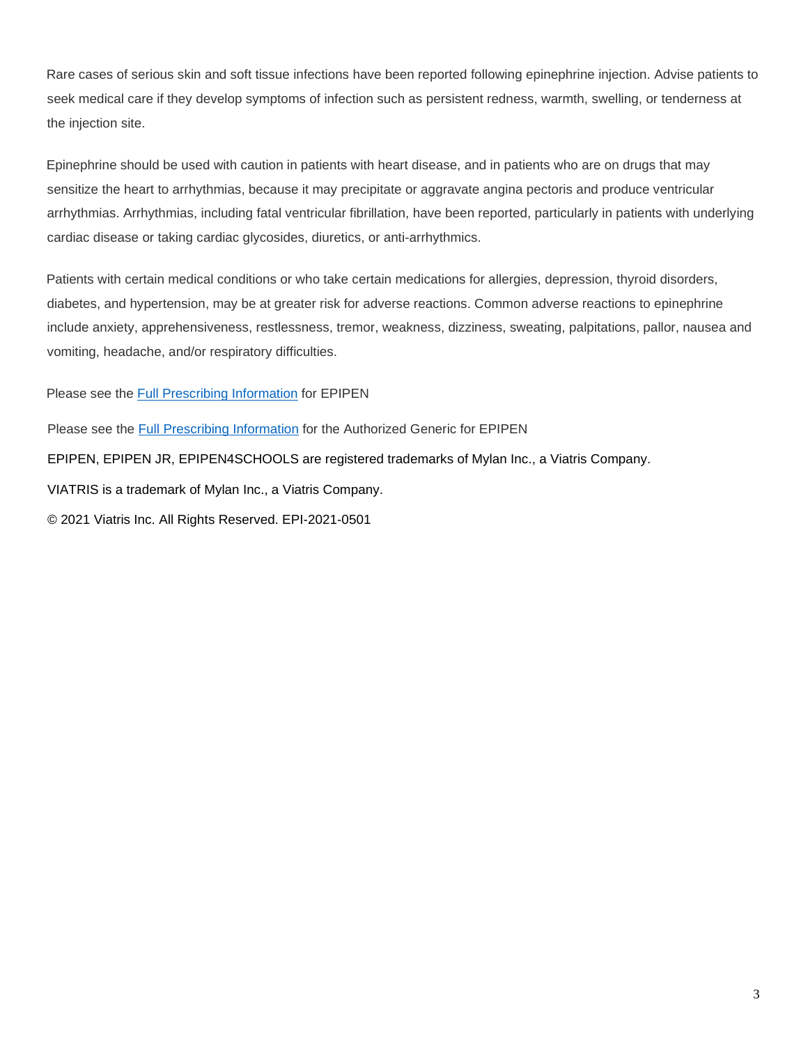Rare cases of serious skin and soft tissue infections have been reported following epinephrine injection. Advise patients to seek medical care if they develop symptoms of infection such as persistent redness, warmth, swelling, or tenderness at the injection site.

Epinephrine should be used with caution in patients with heart disease, and in patients who are on drugs that may sensitize the heart to arrhythmias, because it may precipitate or aggravate angina pectoris and produce ventricular arrhythmias. Arrhythmias, including fatal ventricular fibrillation, have been reported, particularly in patients with underlying cardiac disease or taking cardiac glycosides, diuretics, or anti-arrhythmics.

Patients with certain medical conditions or who take certain medications for allergies, depression, thyroid disorders, diabetes, and hypertension, may be at greater risk for adverse reactions. Common adverse reactions to epinephrine include anxiety, apprehensiveness, restlessness, tremor, weakness, dizziness, sweating, palpitations, pallor, nausea and vomiting, headache, and/or respiratory difficulties.

Please see the Full Prescribing Information for EPIPEN

Please see the Full Prescribing Information for the Authorized Generic for EPIPEN

EPIPEN, EPIPEN JR, EPIPEN4SCHOOLS are registered trademarks of Mylan Inc., a Viatris Company.

VIATRIS is a trademark of Mylan Inc., a Viatris Company.

© 2021 Viatris Inc. All Rights Reserved. EPI-2021-0501